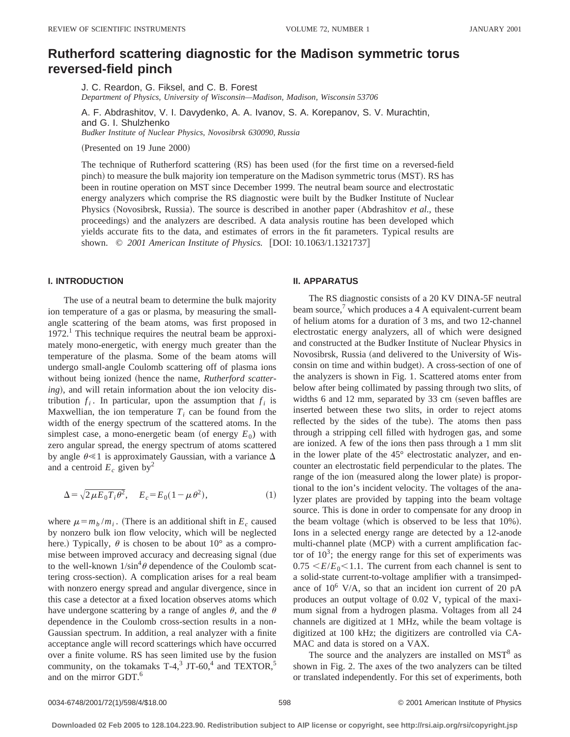# Rutherford scattering diagnostic for the Madison symmetric torus reversed-field pinch

J. C. Reardon, G. Fiksel, and C. B. Forest
*Department of Physics, University of Wisconsin—Madison, Madison, Wisconsin 53706*

A. F. Abdrashitov, V. I. Davydenko, A. A. Ivanov, S. A. Korepanov, S. V. Murachtin, and G. I. Shulzhenko
*Budker Institute of Nuclear Physics, Novosibrsk 630090, Russia*

(Presented on 19 June 2000)

The technique of Rutherford scattering (RS) has been used (for the first time on a reversed-field pinch) to measure the bulk majority ion temperature on the Madison symmetric torus (MST). RS has been in routine operation on MST since December 1999. The neutral beam source and electrostatic energy analyzers which comprise the RS diagnostic were built by the Budker Institute of Nuclear Physics (Novosibrsk, Russia). The source is described in another paper (Abdrashitov *et al*., these proceedings) and the analyzers are described. A data analysis routine has been developed which yields accurate fits to the data, and estimates of errors in the fit parameters. Typical results are shown. © *2001 American Institute of Physics.* [DOI: 10.1063/1.1321737]

## I. INTRODUCTION

The use of a neutral beam to determine the bulk majority ion temperature of a gas or plasma, by measuring the small-angle scattering of the beam atoms, was first proposed in 1972.[1] This technique requires the neutral beam be approximately mono-energetic, with energy much greater than the temperature of the plasma. Some of the beam atoms will undergo small-angle Coulomb scattering off of plasma ions without being ionized (hence the name, *Rutherford scattering*), and will retain information about the ion velocity distribution $f_i$. In particular, upon the assumption that $f_i$ is Maxwellian, the ion temperature $T_i$ can be found from the width of the energy spectrum of the scattered atoms. In the simplest case, a mono-energetic beam (of energy $E_0$) with zero angular spread, the energy spectrum of atoms scattered by angle $\theta \ll 1$ is approximately Gaussian, with a variance $\Delta$ and a centroid $E_c$ given by[2]

$$\Delta = \sqrt{2\mu E_0 T_i \theta^2}, \quad E_c = E_0(1-\mu\theta^2), \tag{1}$$

where $\mu = m_b/m_i$. (There is an additional shift in $E_c$ caused by nonzero bulk ion flow velocity, which will be neglected here.) Typically, $\theta$ is chosen to be about 10° as a compromise between improved accuracy and decreasing signal (due to the well-known $1/\sin^4\theta$ dependence of the Coulomb scattering cross-section). A complication arises for a real beam with nonzero energy spread and angular divergence, since in this case a detector at a fixed location observes atoms which have undergone scattering by a range of angles $\theta$, and the $\theta$ dependence in the Coulomb cross-section results in a non-Gaussian spectrum. In addition, a real analyzer with a finite acceptance angle will record scatterings which have occurred over a finite volume. RS has seen limited use by the fusion community, on the tokamaks T-4,[3] JT-60,[4] and TEXTOR,[5] and on the mirror GDT.[6]

## II. APPARATUS

The RS diagnostic consists of a 20 KV DINA-5F neutral beam source,[7] which produces a 4 A equivalent-current beam of helium atoms for a duration of 3 ms, and two 12-channel electrostatic energy analyzers, all of which were designed and constructed at the Budker Institute of Nuclear Physics in Novosibirsk, Russia (and delivered to the University of Wisconsin on time and within budget). A cross-section of one of the analyzers is shown in Fig. 1. Scattered atoms enter from below after being collimated by passing through two slits, of widths 6 and 12 mm, separated by 33 cm (seven baffles are inserted between these two slits, in order to reject atoms reflected by the sides of the tube). The atoms then pass through a stripping cell filled with hydrogen gas, and some are ionized. A few of the ions then pass through a 1 mm slit in the lower plate of the 45° electrostatic analyzer, and encounter an electrostatic field perpendicular to the plates. The range of the ion (measured along the lower plate) is proportional to the ion's incident velocity. The voltages of the analyzer plates are provided by tapping into the beam voltage source. This is done in order to compensate for any droop in the beam voltage (which is observed to be less that 10%). Ions in a selected energy range are detected by a 12-anode multi-channel plate (MCP) with a current amplification factor of $10^3$; the energy range for this set of experiments was $0.75 < E/E_0 < 1.1$. The current from each channel is sent to a solid-state current-to-voltage amplifier with a transimpedance of $10^6$ V/A, so that an incident ion current of 20 pA produces an output voltage of 0.02 V, typical of the maximum signal from a hydrogen plasma. Voltages from all 24 channels are digitized at 1 MHz, while the beam voltage is digitized at 100 kHz; the digitizers are controlled via CAMAC and data is stored on a VAX.

The source and the analyzers are installed on MST[8] as shown in Fig. 2. The axes of the two analyzers can be tilted or translated independently. For this set of experiments, both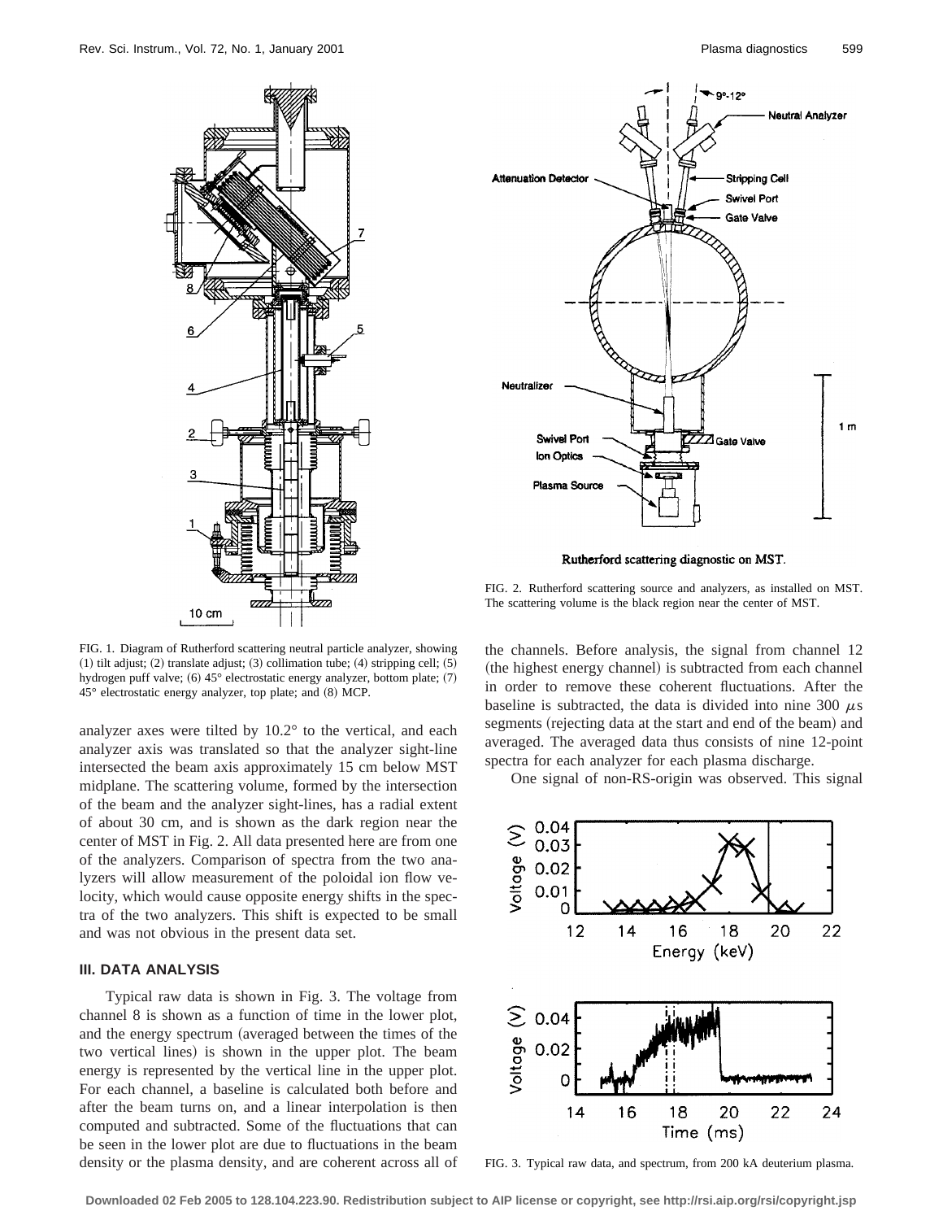FIG. 1. Diagram of Rutherford scattering neutral particle analyzer, showing (1) tilt adjust; (2) translate adjust; (3) collimation tube; (4) stripping cell; (5) hydrogen puff valve; (6) 45° electrostatic energy analyzer, bottom plate; (7) 45° electrostatic energy analyzer, top plate; and (8) MCP.

FIG. 2. Rutherford scattering source and analyzers, as installed on MST. The scattering volume is the black region near the center of MST.

analyzer axes were tilted by 10.2° to the vertical, and each analyzer axis was translated so that the analyzer sight-line intersected the beam axis approximately 15 cm below MST midplane. The scattering volume, formed by the intersection of the beam and the analyzer sight-lines, has a radial extent of about 30 cm, and is shown as the dark region near the center of MST in Fig. 2. All data presented here are from one of the analyzers. Comparison of spectra from the two analyzers will allow measurement of the poloidal ion flow velocity, which would cause opposite energy shifts in the spectra of the two analyzers. This shift is expected to be small and was not obvious in the present data set.

### III. DATA ANALYSIS

Typical raw data is shown in Fig. 3. The voltage from channel 8 is shown as a function of time in the lower plot, and the energy spectrum (averaged between the times of the two vertical lines) is shown in the upper plot. The beam energy is represented by the vertical line in the upper plot. For each channel, a baseline is calculated both before and after the beam turns on, and a linear interpolation is then computed and subtracted. Some of the fluctuations that can be seen in the lower plot are due to fluctuations in the beam density or the plasma density, and are coherent across all of the channels. Before analysis, the signal from channel 12 (the highest energy channel) is subtracted from each channel in order to remove these coherent fluctuations. After the baseline is subtracted, the data is divided into nine 300 $\mu$s segments (rejecting data at the start and end of the beam) and averaged. The averaged data thus consists of nine 12-point spectra for each analyzer for each plasma discharge.

One signal of non-RS-origin was observed. This signal

FIG. 3. Typical raw data, and spectrum, from 200 kA deuterium plasma.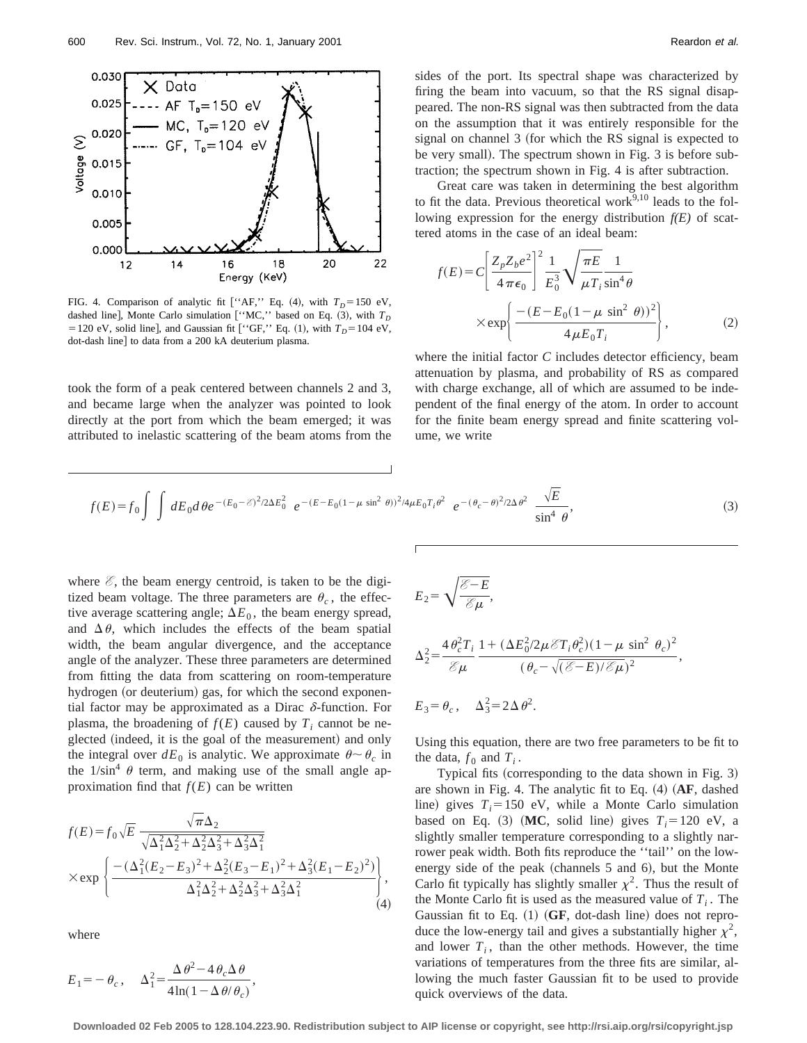FIG. 4. Comparison of analytic fit [''AF,'' Eq. (4), with $T_D = 150$ eV, dashed line], Monte Carlo simulation [''MC,'' based on Eq. (3), with $T_D = 120$ eV, solid line], and Gaussian fit [''GF,'' Eq. (1), with $T_D = 104$ eV, dot-dash line] to data from a 200 kA deuterium plasma.

took the form of a peak centered between channels 2 and 3, and became large when the analyzer was pointed to look directly at the port from which the beam emerged; it was attributed to inelastic scattering of the beam atoms from the sides of the port. Its spectral shape was characterized by firing the beam into vacuum, so that the RS signal disappeared. The non-RS signal was then subtracted from the data on the assumption that it was entirely responsible for the signal on channel 3 (for which the RS signal is expected to be very small). The spectrum shown in Fig. 3 is before subtraction; the spectrum shown in Fig. 4 is after subtraction.

Great care was taken in determining the best algorithm to fit the data. Previous theoretical work[9,10] leads to the following expression for the energy distribution *f(E)* of scattered atoms in the case of an ideal beam:

$$f(E) = C\left[\frac{Z_p Z_b e^2}{4\pi\epsilon_0}\right]^2 \frac{1}{E_0^3}\sqrt{\frac{\pi E}{\mu T_i}}\frac{1}{\sin^4\theta} \times \exp\left\{\frac{-(E - E_0(1-\mu\,\sin^2\,\theta))^2}{4\mu E_0 T_i}\right\}, \tag{2}$$

where the initial factor $C$ includes detector efficiency, beam attenuation by plasma, and probability of RS as compared with charge exchange, all of which are assumed to be independent of the final energy of the atom. In order to account for the finite beam energy spread and finite scattering volume, we write

$$f(E) = f_0 \int\int dE_0\, d\theta\, e^{-(E_0 - \mathscr{E})^2/2\Delta E_0^2}\; e^{-(E - E_0(1-\mu\,\sin^2\,\theta))^2/4\mu E_0 T_i \theta^2}\; e^{-(\theta_c - \theta)^2/2\Delta\theta^2}\;\frac{\sqrt{E}}{\sin^4\,\theta}, \tag{3}$$

where $\mathscr{E}$, the beam energy centroid, is taken to be the digitized beam voltage. The three parameters are $\theta_c$, the effective average scattering angle; $\Delta E_0$, the beam energy spread, and $\Delta\theta$, which includes the effects of the beam spatial width, the beam angular divergence, and the acceptance angle of the analyzer. These three parameters are determined from fitting the data from scattering on room-temperature hydrogen (or deuterium) gas, for which the second exponential factor may be approximated as a Dirac $\delta$-function. For plasma, the broadening of $f(E)$ caused by $T_i$ cannot be neglected (indeed, it is the goal of the measurement) and only the integral over $dE_0$ is analytic. We approximate $\theta \sim \theta_c$ in the $1/\sin^4\,\theta$ term, and making use of the small angle approximation find that $f(E)$ can be written

$$f(E) = f_0\sqrt{E}\,\frac{\sqrt{\pi}\Delta_2}{\sqrt{\Delta_1^2\Delta_2^2 + \Delta_2^2\Delta_3^2 + \Delta_3^2\Delta_1^2}} \times \exp\left\{\frac{-(\Delta_1^2(E_2 - E_3)^2 + \Delta_2^2(E_3 - E_1)^2 + \Delta_3^2(E_1 - E_2)^2)}{\Delta_1^2\Delta_2^2 + \Delta_2^2\Delta_3^2 + \Delta_3^2\Delta_1^2}\right\}, \tag{4}$$

where

$$E_1 = -\theta_c, \quad \Delta_1^2 = \frac{\Delta\theta^2 - 4\theta_c\Delta\theta}{4\ln(1 - \Delta\theta/\theta_c)},$$

$$E_2 = \sqrt{\frac{\mathscr{E} - E}{\mathscr{E}\mu}},$$

$$\Delta_2^2 = \frac{4\theta_c^2 T_i}{\mathscr{E}\mu}\,\frac{1 + (\Delta E_0^2/2\mu\mathscr{E}T_i\theta_c^2)(1 - \mu\,\sin^2\,\theta_c)^2}{(\theta_c - \sqrt{(\mathscr{E} - E)/\mathscr{E}\mu})^2},$$

$$E_3 = \theta_c, \quad \Delta_3^2 = 2\Delta\theta^2.$$

Using this equation, there are two free parameters to be fit to the data, $f_0$ and $T_i$.

Typical fits (corresponding to the data shown in Fig. 3) are shown in Fig. 4. The analytic fit to Eq. (4) (**AF**, dashed line) gives $T_i = 150$ eV, while a Monte Carlo simulation based on Eq. (3) (**MC**, solid line) gives $T_i = 120$ eV, a slightly smaller temperature corresponding to a slightly narrower peak width. Both fits reproduce the ''tail'' on the low-energy side of the peak (channels 5 and 6), but the Monte Carlo fit typically has slightly smaller $\chi^2$. Thus the result of the Monte Carlo fit is used as the measured value of $T_i$. The Gaussian fit to Eq. (1) (**GF**, dot-dash line) does not reproduce the low-energy tail and gives a substantially higher $\chi^2$, and lower $T_i$, than the other methods. However, the time variations of temperatures from the three fits are similar, allowing the much faster Gaussian fit to be used to provide quick overviews of the data.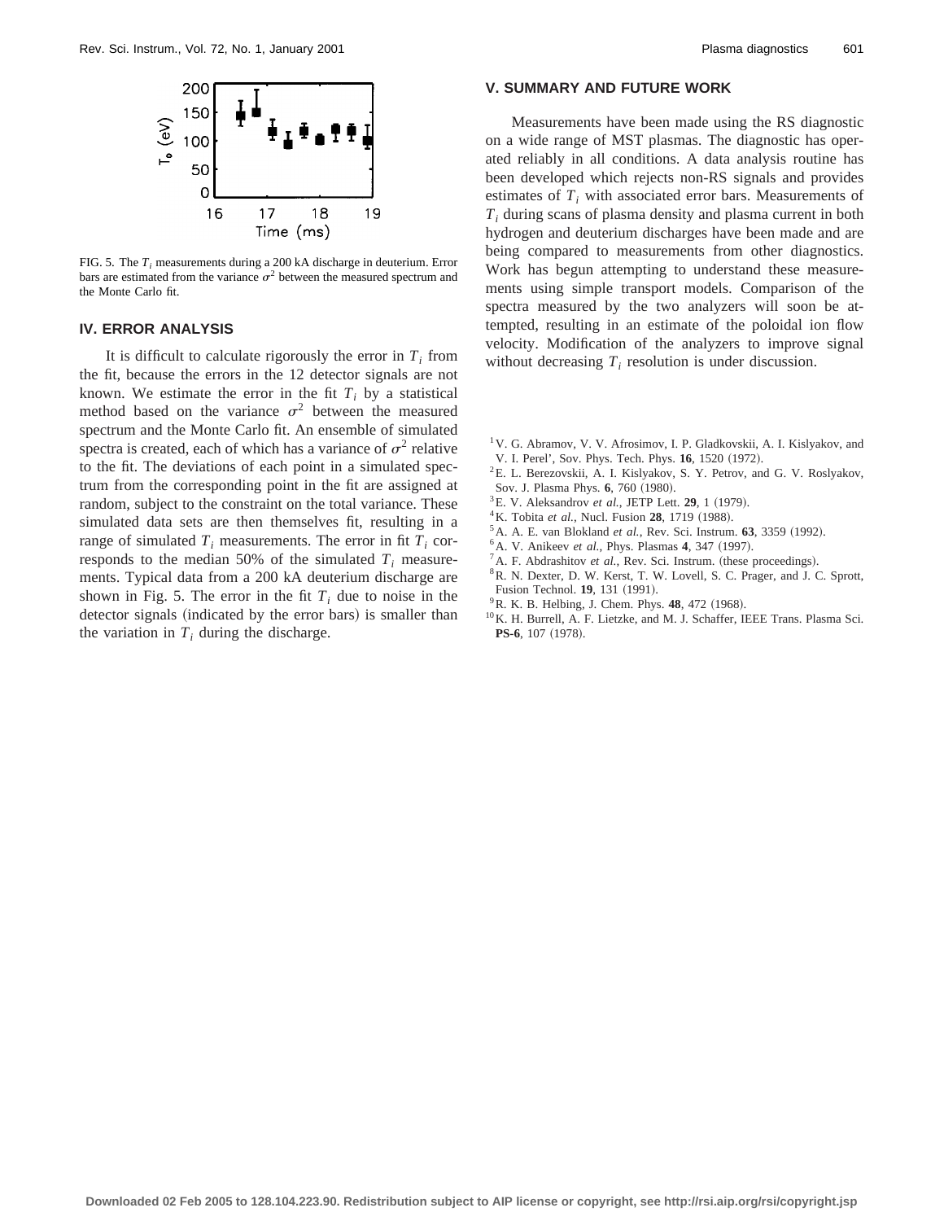200
150
$T_o$ (eV) 100
50
0
16 17 18 19
Time (ms)

FIG. 5. The $T_i$ measurements during a 200 kA discharge in deuterium. Error bars are estimated from the variance $\sigma^2$ between the measured spectrum and the Monte Carlo fit.

## IV. ERROR ANALYSIS

It is difficult to calculate rigorously the error in $T_i$ from the fit, because the errors in the 12 detector signals are not known. We estimate the error in the fit $T_i$ by a statistical method based on the variance $\sigma^2$ between the measured spectrum and the Monte Carlo fit. An ensemble of simulated spectra is created, each of which has a variance of $\sigma^2$ relative to the fit. The deviations of each point in a simulated spectrum from the corresponding point in the fit are assigned at random, subject to the constraint on the total variance. These simulated data sets are then themselves fit, resulting in a range of simulated $T_i$ measurements. The error in fit $T_i$ corresponds to the median 50% of the simulated $T_i$ measurements. Typical data from a 200 kA deuterium discharge are shown in Fig. 5. The error in the fit $T_i$ due to noise in the detector signals (indicated by the error bars) is smaller than the variation in $T_i$ during the discharge.

## V. SUMMARY AND FUTURE WORK

Measurements have been made using the RS diagnostic on a wide range of MST plasmas. The diagnostic has operated reliably in all conditions. A data analysis routine has been developed which rejects non-RS signals and provides estimates of $T_i$ with associated error bars. Measurements of $T_i$ during scans of plasma density and plasma current in both hydrogen and deuterium discharges have been made and are being compared to measurements from other diagnostics. Work has begun attempting to understand these measurements using simple transport models. Comparison of the spectra measured by the two analyzers will soon be attempted, resulting in an estimate of the poloidal ion flow velocity. Modification of the analyzers to improve signal without decreasing $T_i$ resolution is under discussion.

[1] V. G. Abramov, V. V. Afrosimov, I. P. Gladkovskii, A. I. Kislyakov, and V. I. Perel', Sov. Phys. Tech. Phys. **16**, 1520 (1972).
[2] E. L. Berezovskii, A. I. Kislyakov, S. Y. Petrov, and G. V. Roslyakov, Sov. J. Plasma Phys. **6**, 760 (1980).
[3] E. V. Aleksandrov *et al.*, JETP Lett. **29**, 1 (1979).
[4] K. Tobita *et al.*, Nucl. Fusion **28**, 1719 (1988).
[5] A. A. E. van Blokland *et al.*, Rev. Sci. Instrum. **63**, 3359 (1992).
[6] A. V. Anikeev *et al.*, Phys. Plasmas **4**, 347 (1997).
[7] A. F. Abdrashitov *et al.*, Rev. Sci. Instrum. (these proceedings).
[8] R. N. Dexter, D. W. Kerst, T. W. Lovell, S. C. Prager, and J. C. Sprott, Fusion Technol. **19**, 131 (1991).
[9] R. K. B. Helbing, J. Chem. Phys. **48**, 472 (1968).
[10] K. H. Burrell, A. F. Lietzke, and M. J. Schaffer, IEEE Trans. Plasma Sci. **PS-6**, 107 (1978).